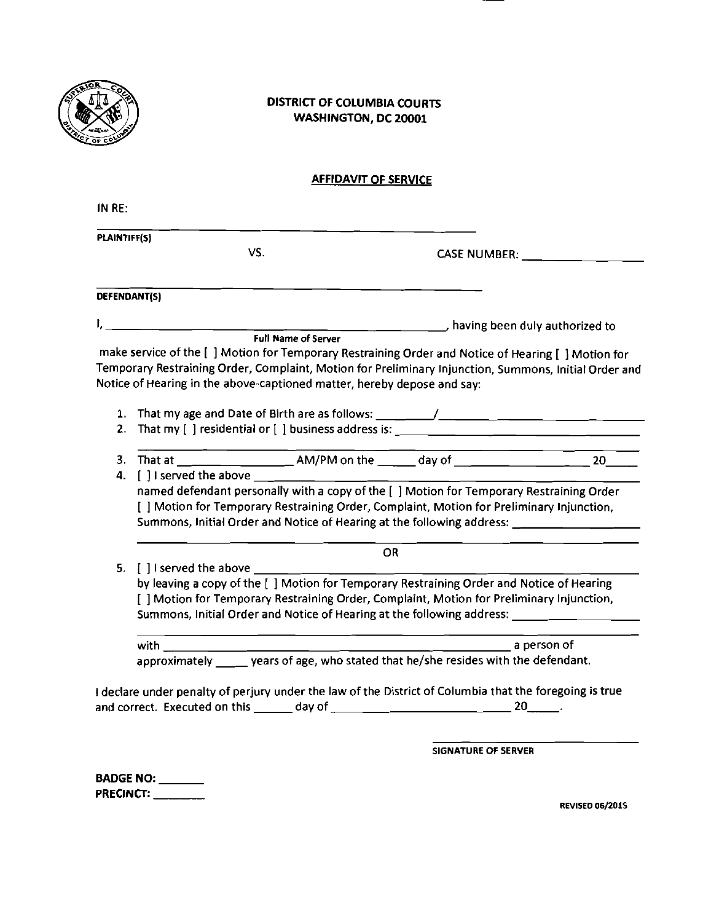**DISTRICT OF COLUMBIA COURTS**
**WASHINGTON, DC 20001**

## AFFIDAVIT OF SERVICE

IN RE:

______________________________________________
**PLAINTIFF(S)**

VS. CASE NUMBER: ____________________

______________________________________________
**DEFENDANT(S)**

I, ______________________________________________, having been duly authorized to
**Full Name of Server**

make service of the [ ] Motion for Temporary Restraining Order and Notice of Hearing [ ] Motion for Temporary Restraining Order, Complaint, Motion for Preliminary Injunction, Summons, Initial Order and Notice of Hearing in the above-captioned matter, hereby depose and say:

1. That my age and Date of Birth are as follows: _________/_______________________________
2. That my [ ] residential or [ ] business address is: ___________________________________
   ______________________________________________________________________________
3. That at _________________ AM/PM on the ______ day of ___________________ 20_____
4. [ ] I served the above ______________________________________________________
   named defendant personally with a copy of the [ ] Motion for Temporary Restraining Order [ ] Motion for Temporary Restraining Order, Complaint, Motion for Preliminary Injunction, Summons, Initial Order and Notice of Hearing at the following address: ___________________
   ______________________________________________________________________________

   OR

5. [ ] I served the above ______________________________________________________
   by leaving a copy of the [ ] Motion for Temporary Restraining Order and Notice of Hearing [ ] Motion for Temporary Restraining Order, Complaint, Motion for Preliminary Injunction, Summons, Initial Order and Notice of Hearing at the following address: ___________________
   ______________________________________________________________________________
   with ______________________________________________________ a person of approximately _____ years of age, who stated that he/she resides with the defendant.

I declare under penalty of perjury under the law of the District of Columbia that the foregoing is true and correct. Executed on this ______ day of ___________________________ 20_____.

______________________________
**SIGNATURE OF SERVER**

**BADGE NO:** _______
**PRECINCT:** ________

REVISED 06/2015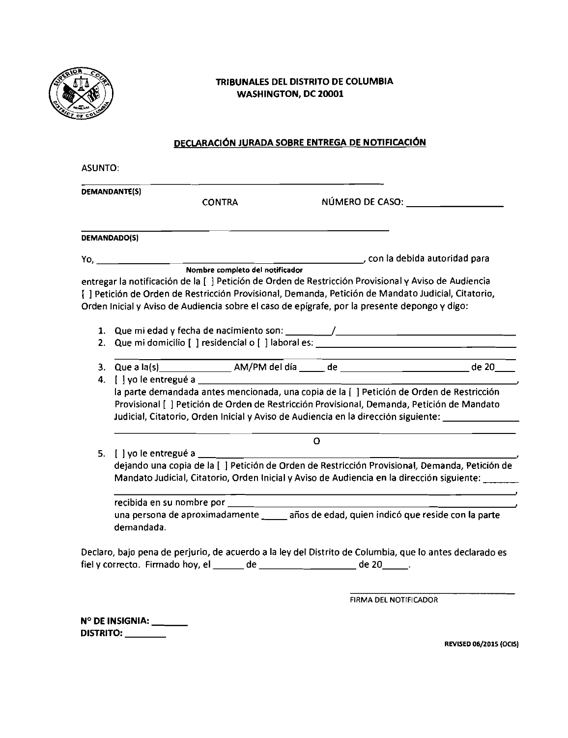**TRIBUNALES DEL DISTRITO DE COLUMBIA**
**WASHINGTON, DC 20001**

## DECLARACIÓN JURADA SOBRE ENTREGA DE NOTIFICACIÓN

ASUNTO:

______________________________________________
**DEMANDANTE(S)**

CONTRA NÚMERO DE CASO: ____________________

______________________________________________
**DEMANDADO(S)**

Yo, ______________________________________________, con la debida autoridad para
**Nombre completo del notificador**
entregar la notificación de la [ ] Petición de Orden de Restricción Provisional y Aviso de Audiencia [ ] Petición de Orden de Restricción Provisional, Demanda, Petición de Mandato Judicial, Citatorio, Orden Inicial y Aviso de Audiencia sobre el caso de epígrafe, por la presente depongo y digo:

1. Que mi edad y fecha de nacimiento son: _________/_________________________________
2. Que mi domicilio [ ] residencial o [ ] laboral es: ____________________________________
   ____________________________________________________________________________
3. Que a la(s)______________ AM/PM del día _____ de _________________________ de 20____
4. [ ] yo le entregué a ____________________________________________________________, la parte demandada antes mencionada, una copia de la [ ] Petición de Orden de Restricción Provisional [ ] Petición de Orden de Restricción Provisional, Demanda, Petición de Mandato Judicial, Citatorio, Orden Inicial y Aviso de Audiencia en la dirección siguiente: _______________
   ____________________________________________________________________________

   O

5. [ ] yo le entregué a ____________________________________________________________, dejando una copia de la [ ] Petición de Orden de Restricción Provisional, Demanda, Petición de Mandato Judicial, Citatorio, Orden Inicial y Aviso de Audiencia en la dirección siguiente: _______
   ____________________________________________________________________________,
   recibida en su nombre por _________________________________________________________,
   una persona de aproximadamente _____ años de edad, quien indicó que reside con la parte demandada.

Declaro, bajo pena de perjurio, de acuerdo a la ley del Distrito de Columbia, que lo antes declarado es fiel y correcto. Firmado hoy, el ______ de __________________ de 20_____.

____________________________
FIRMA DEL NOTIFICADOR

**N° DE INSIGNIA:** _______
**DISTRITO:** ________

**REVISED 06/2015 (OCIS)**